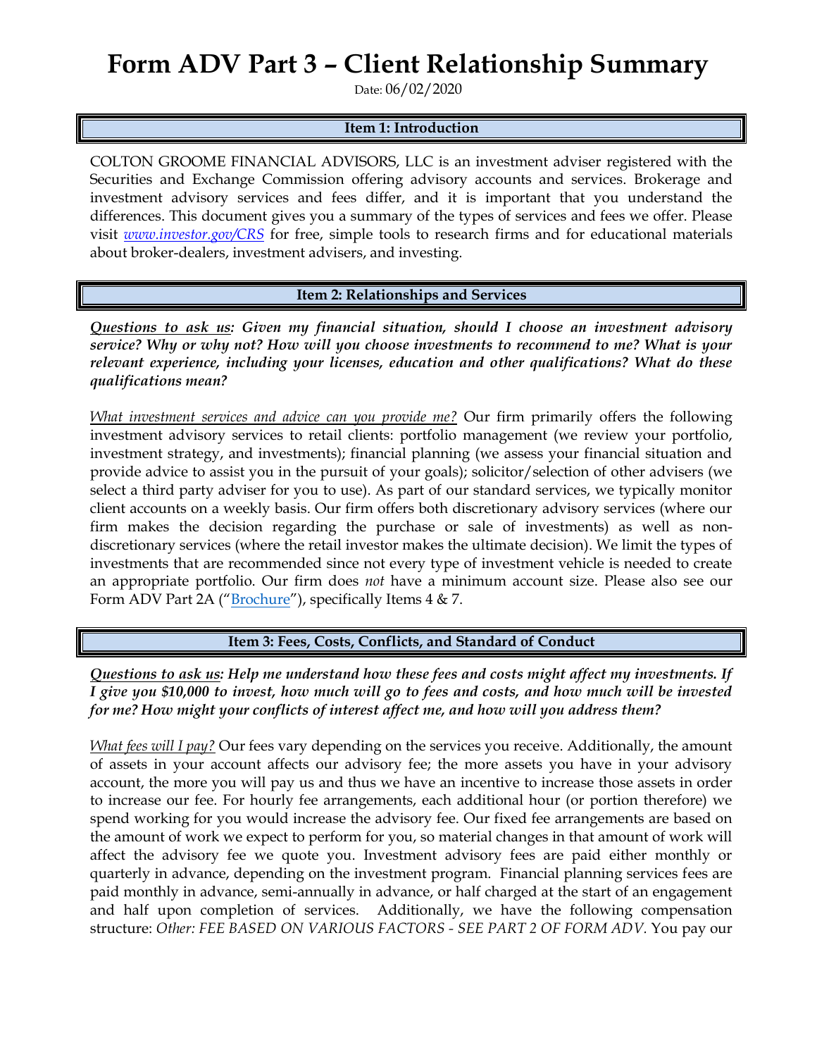# Form ADV Part 3 – Client Relationship Summary

Date: 06/02/2020

## Item 1: Introduction

COLTON GROOME FINANCIAL ADVISORS, LLC is an investment adviser registered with the Securities and Exchange Commission offering advisory accounts and services. Brokerage and investment advisory services and fees differ, and it is important that you understand the differences. This document gives you a summary of the types of services and fees we offer. Please visit *www.investor.gov/CRS* for free, simple tools to research firms and for educational materials about broker-dealers, investment advisers, and investing.

## Item 2: Relationships and Services

***Questions to ask us:* Given my financial situation, should I choose an investment advisory service? Why or why not? How will you choose investments to recommend to me? What is your relevant experience, including your licenses, education and other qualifications? What do these qualifications mean?**

*What investment services and advice can you provide me?* Our firm primarily offers the following investment advisory services to retail clients: portfolio management (we review your portfolio, investment strategy, and investments); financial planning (we assess your financial situation and provide advice to assist you in the pursuit of your goals); solicitor/selection of other advisers (we select a third party adviser for you to use). As part of our standard services, we typically monitor client accounts on a weekly basis. Our firm offers both discretionary advisory services (where our firm makes the decision regarding the purchase or sale of investments) as well as non-discretionary services (where the retail investor makes the ultimate decision). We limit the types of investments that are recommended since not every type of investment vehicle is needed to create an appropriate portfolio. Our firm does *not* have a minimum account size. Please also see our Form ADV Part 2A ("Brochure"), specifically Items 4 & 7.

## Item 3: Fees, Costs, Conflicts, and Standard of Conduct

***Questions to ask us:* Help me understand how these fees and costs might affect my investments. If I give you $10,000 to invest, how much will go to fees and costs, and how much will be invested for me? How might your conflicts of interest affect me, and how will you address them?**

*What fees will I pay?* Our fees vary depending on the services you receive. Additionally, the amount of assets in your account affects our advisory fee; the more assets you have in your advisory account, the more you will pay us and thus we have an incentive to increase those assets in order to increase our fee. For hourly fee arrangements, each additional hour (or portion therefore) we spend working for you would increase the advisory fee. Our fixed fee arrangements are based on the amount of work we expect to perform for you, so material changes in that amount of work will affect the advisory fee we quote you. Investment advisory fees are paid either monthly or quarterly in advance, depending on the investment program. Financial planning services fees are paid monthly in advance, semi-annually in advance, or half charged at the start of an engagement and half upon completion of services. Additionally, we have the following compensation structure: *Other: FEE BASED ON VARIOUS FACTORS - SEE PART 2 OF FORM ADV.* You pay our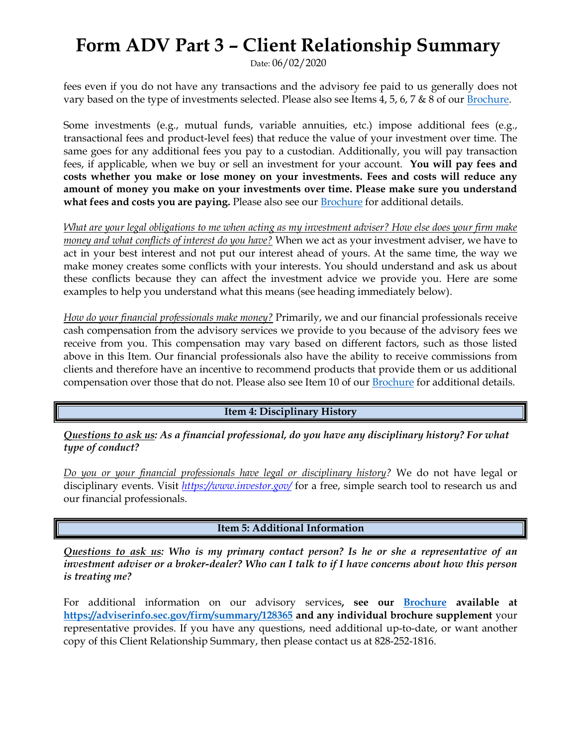# Form ADV Part 3 – Client Relationship Summary

Date: 06/02/2020

fees even if you do not have any transactions and the advisory fee paid to us generally does not vary based on the type of investments selected. Please also see Items 4, 5, 6, 7 & 8 of our [Brochure](https://adviserinfo.sec.gov/firm/summary/128365).

Some investments (e.g., mutual funds, variable annuities, etc.) impose additional fees (e.g., transactional fees and product-level fees) that reduce the value of your investment over time. The same goes for any additional fees you pay to a custodian. Additionally, you will pay transaction fees, if applicable, when we buy or sell an investment for your account. **You will pay fees and costs whether you make or lose money on your investments. Fees and costs will reduce any amount of money you make on your investments over time. Please make sure you understand what fees and costs you are paying.** Please also see our [Brochure](https://adviserinfo.sec.gov/firm/summary/128365) for additional details.

*What are your legal obligations to me when acting as my investment adviser? How else does your firm make money and what conflicts of interest do you have?* When we act as your investment adviser, we have to act in your best interest and not put our interest ahead of yours. At the same time, the way we make money creates some conflicts with your interests. You should understand and ask us about these conflicts because they can affect the investment advice we provide you. Here are some examples to help you understand what this means (see heading immediately below).

*How do your financial professionals make money?* Primarily, we and our financial professionals receive cash compensation from the advisory services we provide to you because of the advisory fees we receive from you. This compensation may vary based on different factors, such as those listed above in this Item. Our financial professionals also have the ability to receive commissions from clients and therefore have an incentive to recommend products that provide them or us additional compensation over those that do not. Please also see Item 10 of our [Brochure](https://adviserinfo.sec.gov/firm/summary/128365) for additional details.

## Item 4: Disciplinary History

***Questions to ask us: As a financial professional, do you have any disciplinary history? For what type of conduct?***

*Do you or your financial professionals have legal or disciplinary history?* We do not have legal or disciplinary events. Visit [*https://www.investor.gov/*](https://www.investor.gov/) for a free, simple search tool to research us and our financial professionals.

## Item 5: Additional Information

***Questions to ask us: Who is my primary contact person? Is he or she a representative of an investment adviser or a broker-dealer? Who can I talk to if I have concerns about how this person is treating me?***

For additional information on our advisory services**, see our [Brochure](https://adviserinfo.sec.gov/firm/summary/128365) available at [https://adviserinfo.sec.gov/firm/summary/128365](https://adviserinfo.sec.gov/firm/summary/128365) and any individual brochure supplement** your representative provides. If you have any questions, need additional up-to-date, or want another copy of this Client Relationship Summary, then please contact us at 828-252-1816.